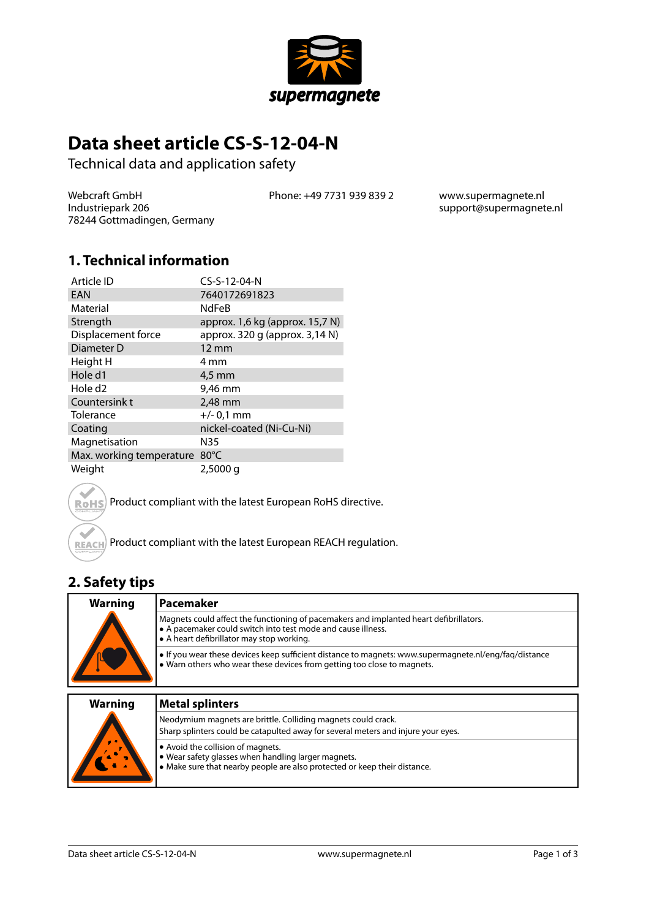supermagnete

# Data sheet article CS-S-12-04-N

Technical data and application safety

Webcraft GmbH
Industriepark 206
78244 Gottmadingen, Germany

Phone: +49 7731 939 839 2

www.supermagnete.nl
support@supermagnete.nl

## 1. Technical information

| | |
|---|---|
| Article ID | CS-S-12-04-N |
| EAN | 7640172691823 |
| Material | NdFeB |
| Strength | approx. 1,6 kg (approx. 15,7 N) |
| Displacement force | approx. 320 g (approx. 3,14 N) |
| Diameter D | 12 mm |
| Height H | 4 mm |
| Hole d1 | 4,5 mm |
| Hole d2 | 9,46 mm |
| Countersink t | 2,48 mm |
| Tolerance | +/- 0,1 mm |
| Coating | nickel-coated (Ni-Cu-Ni) |
| Magnetisation | N35 |
| Max. working temperature | 80°C |
| Weight | 2,5000 g |

Product compliant with the latest European RoHS directive.

Product compliant with the latest European REACH regulation.

## 2. Safety tips

| Warning | Pacemaker |
|---|---|
| | Magnets could affect the functioning of pacemakers and implanted heart defibrillators.<br>• A pacemaker could switch into test mode and cause illness.<br>• A heart defibrillator may stop working. |
| | • If you wear these devices keep sufficient distance to magnets: www.supermagnete.nl/eng/faq/distance<br>• Warn others who wear these devices from getting too close to magnets. |

| Warning | Metal splinters |
|---|---|
| | Neodymium magnets are brittle. Colliding magnets could crack.<br>Sharp splinters could be catapulted away for several meters and injure your eyes. |
| | • Avoid the collision of magnets.<br>• Wear safety glasses when handling larger magnets.<br>• Make sure that nearby people are also protected or keep their distance. |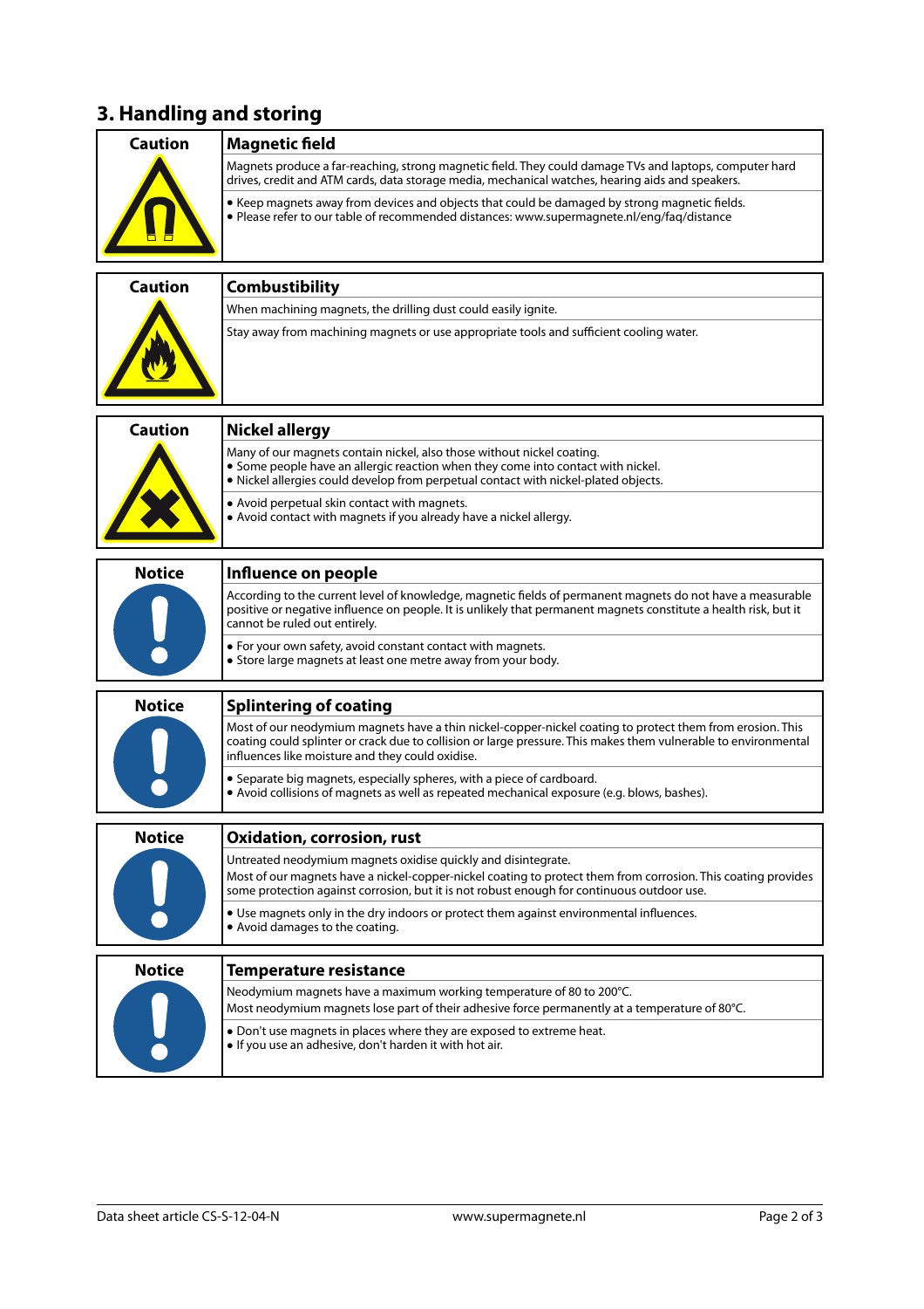## 3. Handling and storing

| Caution | Magnetic field |
| --- | --- |
| | Magnets produce a far-reaching, strong magnetic field. They could damage TVs and laptops, computer hard drives, credit and ATM cards, data storage media, mechanical watches, hearing aids and speakers. |
| | • Keep magnets away from devices and objects that could be damaged by strong magnetic fields.<br>• Please refer to our table of recommended distances: www.supermagnete.nl/eng/faq/distance |

| Caution | Combustibility |
| --- | --- |
| | When machining magnets, the drilling dust could easily ignite. |
| | Stay away from machining magnets or use appropriate tools and sufficient cooling water. |

| Caution | Nickel allergy |
| --- | --- |
| | Many of our magnets contain nickel, also those without nickel coating.<br>• Some people have an allergic reaction when they come into contact with nickel.<br>• Nickel allergies could develop from perpetual contact with nickel-plated objects. |
| | • Avoid perpetual skin contact with magnets.<br>• Avoid contact with magnets if you already have a nickel allergy. |

| Notice | Influence on people |
| --- | --- |
| | According to the current level of knowledge, magnetic fields of permanent magnets do not have a measurable positive or negative influence on people. It is unlikely that permanent magnets constitute a health risk, but it cannot be ruled out entirely. |
| | • For your own safety, avoid constant contact with magnets.<br>• Store large magnets at least one metre away from your body. |

| Notice | Splintering of coating |
| --- | --- |
| | Most of our neodymium magnets have a thin nickel-copper-nickel coating to protect them from erosion. This coating could splinter or crack due to collision or large pressure. This makes them vulnerable to environmental influences like moisture and they could oxidise. |
| | • Separate big magnets, especially spheres, with a piece of cardboard.<br>• Avoid collisions of magnets as well as repeated mechanical exposure (e.g. blows, bashes). |

| Notice | Oxidation, corrosion, rust |
| --- | --- |
| | Untreated neodymium magnets oxidise quickly and disintegrate.<br>Most of our magnets have a nickel-copper-nickel coating to protect them from corrosion. This coating provides some protection against corrosion, but it is not robust enough for continuous outdoor use. |
| | • Use magnets only in the dry indoors or protect them against environmental influences.<br>• Avoid damages to the coating. |

| Notice | Temperature resistance |
| --- | --- |
| | Neodymium magnets have a maximum working temperature of 80 to 200°C.<br>Most neodymium magnets lose part of their adhesive force permanently at a temperature of 80°C. |
| | • Don't use magnets in places where they are exposed to extreme heat.<br>• If you use an adhesive, don't harden it with hot air. |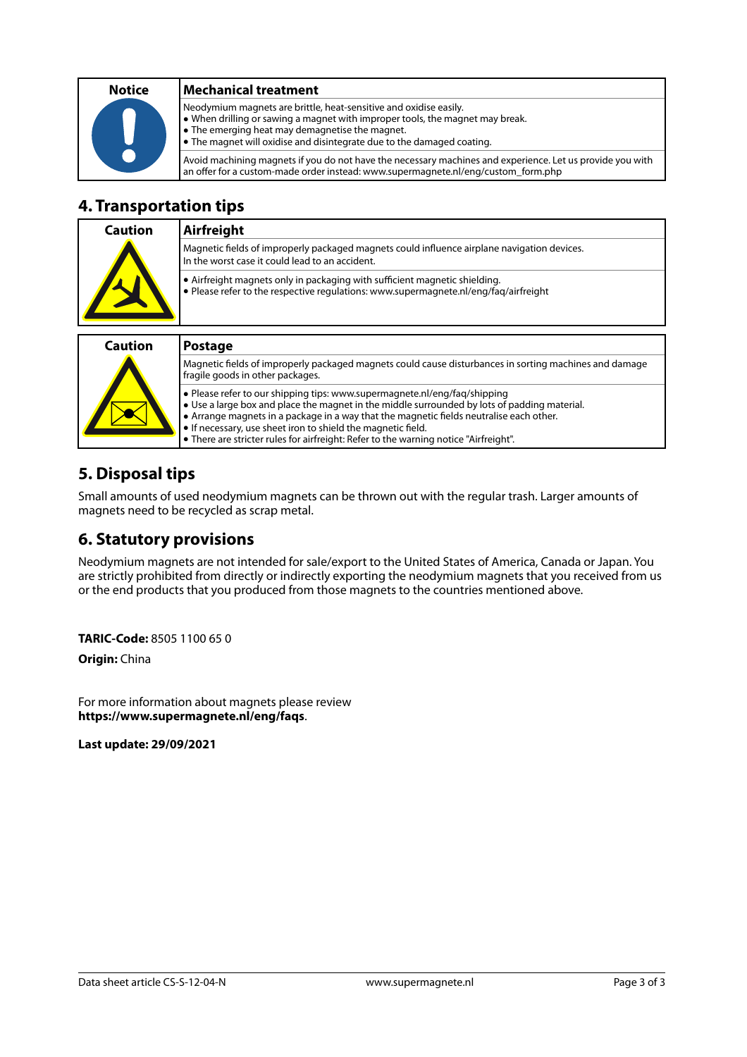| Notice | Mechanical treatment |
| --- | --- |
| | Neodymium magnets are brittle, heat-sensitive and oxidise easily.<br>• When drilling or sawing a magnet with improper tools, the magnet may break.<br>• The emerging heat may demagnetise the magnet.<br>• The magnet will oxidise and disintegrate due to the damaged coating. |
| | Avoid machining magnets if you do not have the necessary machines and experience. Let us provide you with an offer for a custom-made order instead: www.supermagnete.nl/eng/custom_form.php |

## 4. Transportation tips

| Caution | Airfreight |
| --- | --- |
| | Magnetic fields of improperly packaged magnets could influence airplane navigation devices.<br>In the worst case it could lead to an accident. |
| | • Airfreight magnets only in packaging with sufficient magnetic shielding.<br>• Please refer to the respective regulations: www.supermagnete.nl/eng/faq/airfreight |

| Caution | Postage |
| --- | --- |
| | Magnetic fields of improperly packaged magnets could cause disturbances in sorting machines and damage fragile goods in other packages. |
| | • Please refer to our shipping tips: www.supermagnete.nl/eng/faq/shipping<br>• Use a large box and place the magnet in the middle surrounded by lots of padding material.<br>• Arrange magnets in a package in a way that the magnetic fields neutralise each other.<br>• If necessary, use sheet iron to shield the magnetic field.<br>• There are stricter rules for airfreight: Refer to the warning notice "Airfreight". |

## 5. Disposal tips

Small amounts of used neodymium magnets can be thrown out with the regular trash. Larger amounts of magnets need to be recycled as scrap metal.

## 6. Statutory provisions

Neodymium magnets are not intended for sale/export to the United States of America, Canada or Japan. You are strictly prohibited from directly or indirectly exporting the neodymium magnets that you received from us or the end products that you produced from those magnets to the countries mentioned above.

**TARIC-Code:** 8505 1100 65 0

**Origin:** China

For more information about magnets please review
**https://www.supermagnete.nl/eng/faqs**.

**Last update: 29/09/2021**